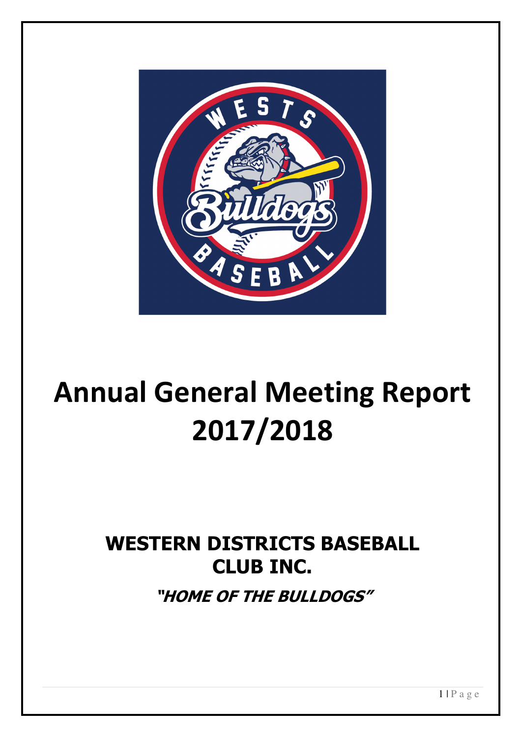# Annual General Meeting Report 2017/2018

## WESTERN DISTRICTS BASEBALL CLUB INC.

***"HOME OF THE BULLDOGS"***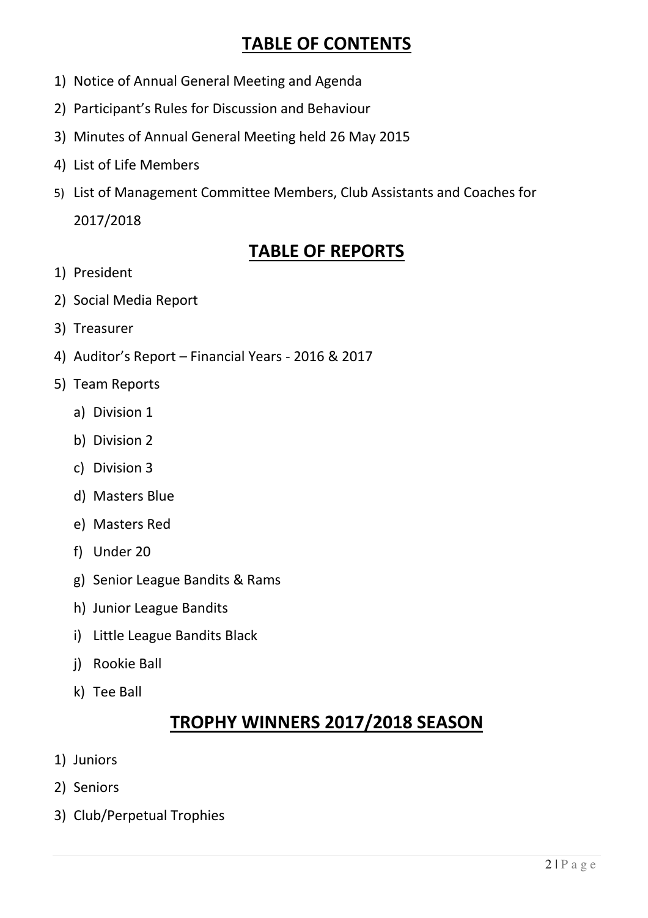# TABLE OF CONTENTS

1) Notice of Annual General Meeting and Agenda
2) Participant's Rules for Discussion and Behaviour
3) Minutes of Annual General Meeting held 26 May 2015
4) List of Life Members
5) List of Management Committee Members, Club Assistants and Coaches for 2017/2018

# TABLE OF REPORTS

1) President
2) Social Media Report
3) Treasurer
4) Auditor's Report – Financial Years - 2016 & 2017
5) Team Reports
   a) Division 1
   b) Division 2
   c) Division 3
   d) Masters Blue
   e) Masters Red
   f) Under 20
   g) Senior League Bandits & Rams
   h) Junior League Bandits
   i) Little League Bandits Black
   j) Rookie Ball
   k) Tee Ball

# TROPHY WINNERS 2017/2018 SEASON

1) Juniors
2) Seniors
3) Club/Perpetual Trophies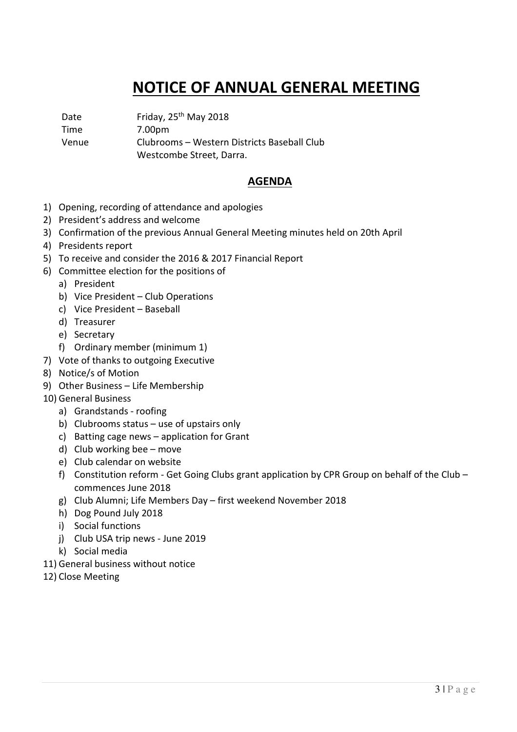# NOTICE OF ANNUAL GENERAL MEETING

| | |
|---|---|
| Date | Friday, 25th May 2018 |
| Time | 7.00pm |
| Venue | Clubrooms – Western Districts Baseball Club<br>Westcombe Street, Darra. |

## AGENDA

1) Opening, recording of attendance and apologies
2) President's address and welcome
3) Confirmation of the previous Annual General Meeting minutes held on 20th April
4) Presidents report
5) To receive and consider the 2016 & 2017 Financial Report
6) Committee election for the positions of
   a) President
   b) Vice President – Club Operations
   c) Vice President – Baseball
   d) Treasurer
   e) Secretary
   f) Ordinary member (minimum 1)
7) Vote of thanks to outgoing Executive
8) Notice/s of Motion
9) Other Business – Life Membership
10) General Business
    a) Grandstands - roofing
    b) Clubrooms status – use of upstairs only
    c) Batting cage news – application for Grant
    d) Club working bee – move
    e) Club calendar on website
    f) Constitution reform - Get Going Clubs grant application by CPR Group on behalf of the Club – commences June 2018
    g) Club Alumni; Life Members Day – first weekend November 2018
    h) Dog Pound July 2018
    i) Social functions
    j) Club USA trip news - June 2019
    k) Social media
11) General business without notice
12) Close Meeting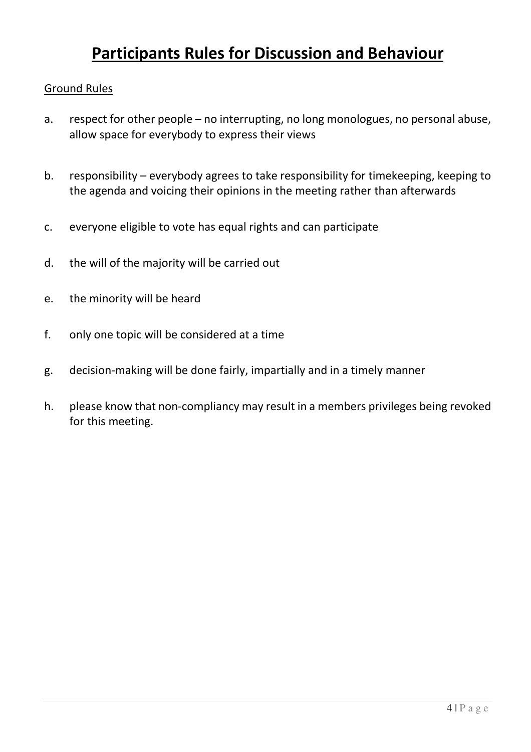# Participants Rules for Discussion and Behaviour

Ground Rules

a. respect for other people – no interrupting, no long monologues, no personal abuse, allow space for everybody to express their views

b. responsibility – everybody agrees to take responsibility for timekeeping, keeping to the agenda and voicing their opinions in the meeting rather than afterwards

c. everyone eligible to vote has equal rights and can participate

d. the will of the majority will be carried out

e. the minority will be heard

f. only one topic will be considered at a time

g. decision-making will be done fairly, impartially and in a timely manner

h. please know that non-compliancy may result in a members privileges being revoked for this meeting.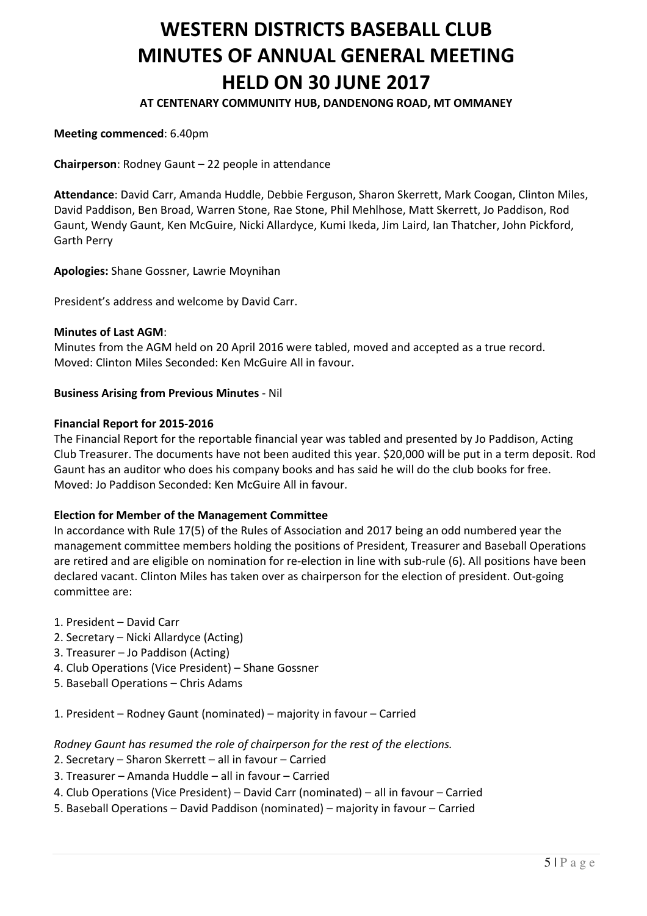# WESTERN DISTRICTS BASEBALL CLUB
# MINUTES OF ANNUAL GENERAL MEETING
# HELD ON 30 JUNE 2017

**AT CENTENARY COMMUNITY HUB, DANDENONG ROAD, MT OMMANEY**

**Meeting commenced**: 6.40pm

**Chairperson**: Rodney Gaunt – 22 people in attendance

**Attendance**: David Carr, Amanda Huddle, Debbie Ferguson, Sharon Skerrett, Mark Coogan, Clinton Miles, David Paddison, Ben Broad, Warren Stone, Rae Stone, Phil Mehlhose, Matt Skerrett, Jo Paddison, Rod Gaunt, Wendy Gaunt, Ken McGuire, Nicki Allardyce, Kumi Ikeda, Jim Laird, Ian Thatcher, John Pickford, Garth Perry

**Apologies:** Shane Gossner, Lawrie Moynihan

President's address and welcome by David Carr.

**Minutes of Last AGM**:
Minutes from the AGM held on 20 April 2016 were tabled, moved and accepted as a true record.
Moved: Clinton Miles Seconded: Ken McGuire All in favour.

**Business Arising from Previous Minutes** - Nil

**Financial Report for 2015-2016**
The Financial Report for the reportable financial year was tabled and presented by Jo Paddison, Acting Club Treasurer. The documents have not been audited this year. $20,000 will be put in a term deposit. Rod Gaunt has an auditor who does his company books and has said he will do the club books for free.
Moved: Jo Paddison Seconded: Ken McGuire All in favour.

**Election for Member of the Management Committee**
In accordance with Rule 17(5) of the Rules of Association and 2017 being an odd numbered year the management committee members holding the positions of President, Treasurer and Baseball Operations are retired and are eligible on nomination for re-election in line with sub-rule (6). All positions have been declared vacant. Clinton Miles has taken over as chairperson for the election of president. Out-going committee are:

1. President – David Carr
2. Secretary – Nicki Allardyce (Acting)
3. Treasurer – Jo Paddison (Acting)
4. Club Operations (Vice President) – Shane Gossner
5. Baseball Operations – Chris Adams

1. President – Rodney Gaunt (nominated) – majority in favour – Carried

*Rodney Gaunt has resumed the role of chairperson for the rest of the elections.*

2. Secretary – Sharon Skerrett – all in favour – Carried
3. Treasurer – Amanda Huddle – all in favour – Carried
4. Club Operations (Vice President) – David Carr (nominated) – all in favour – Carried
5. Baseball Operations – David Paddison (nominated) – majority in favour – Carried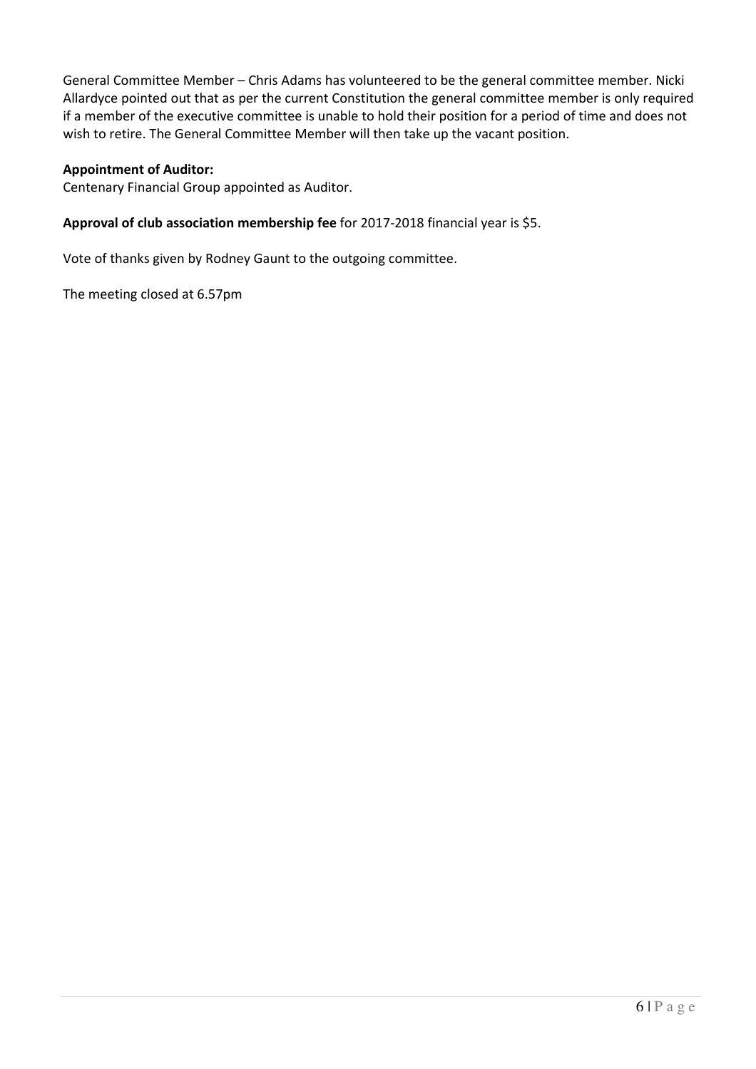General Committee Member – Chris Adams has volunteered to be the general committee member. Nicki Allardyce pointed out that as per the current Constitution the general committee member is only required if a member of the executive committee is unable to hold their position for a period of time and does not wish to retire. The General Committee Member will then take up the vacant position.

**Appointment of Auditor:**
Centenary Financial Group appointed as Auditor.

**Approval of club association membership fee** for 2017-2018 financial year is $5.

Vote of thanks given by Rodney Gaunt to the outgoing committee.

The meeting closed at 6.57pm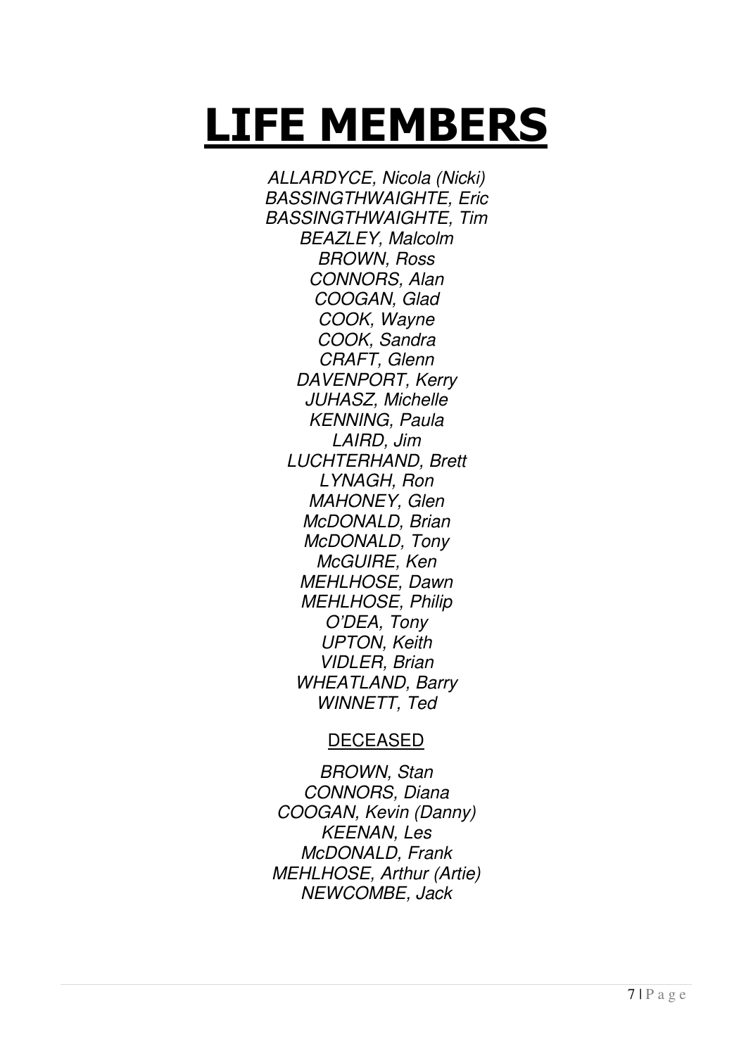# LIFE MEMBERS

*ALLARDYCE, Nicola (Nicki)*
*BASSINGTHWAIGHTE, Eric*
*BASSINGTHWAIGHTE, Tim*
*BEAZLEY, Malcolm*
*BROWN, Ross*
*CONNORS, Alan*
*COOGAN, Glad*
*COOK, Wayne*
*COOK, Sandra*
*CRAFT, Glenn*
*DAVENPORT, Kerry*
*JUHASZ, Michelle*
*KENNING, Paula*
*LAIRD, Jim*
*LUCHTERHAND, Brett*
*LYNAGH, Ron*
*MAHONEY, Glen*
*McDONALD, Brian*
*McDONALD, Tony*
*McGUIRE, Ken*
*MEHLHOSE, Dawn*
*MEHLHOSE, Philip*
*O'DEA, Tony*
*UPTON, Keith*
*VIDLER, Brian*
*WHEATLAND, Barry*
*WINNETT, Ted*

DECEASED

*BROWN, Stan*
*CONNORS, Diana*
*COOGAN, Kevin (Danny)*
*KEENAN, Les*
*McDONALD, Frank*
*MEHLHOSE, Arthur (Artie)*
*NEWCOMBE, Jack*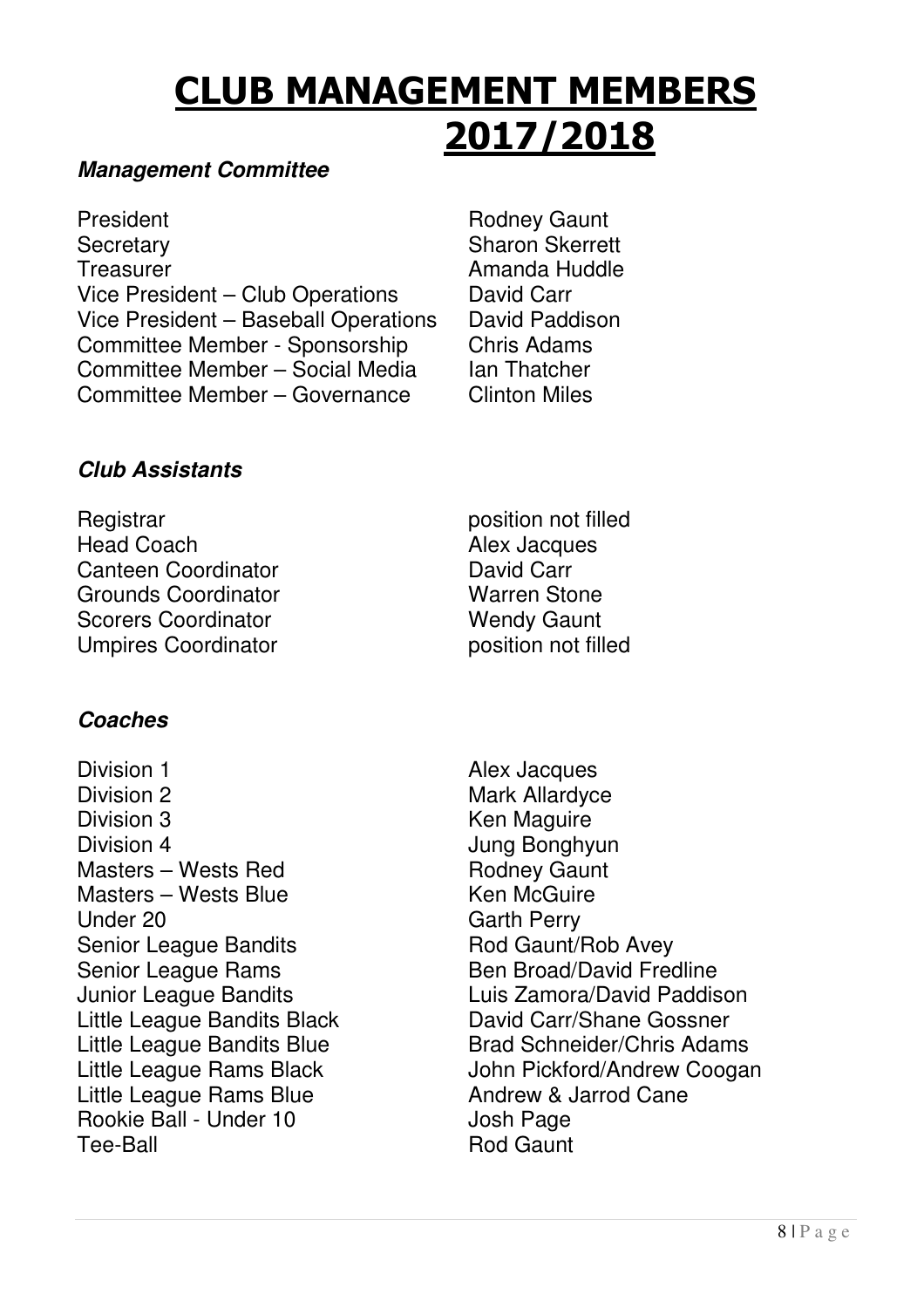# CLUB MANAGEMENT MEMBERS 2017/2018

### *Management Committee*

| | |
|---|---|
| President | Rodney Gaunt |
| Secretary | Sharon Skerrett |
| Treasurer | Amanda Huddle |
| Vice President – Club Operations | David Carr |
| Vice President – Baseball Operations | David Paddison |
| Committee Member - Sponsorship | Chris Adams |
| Committee Member – Social Media | Ian Thatcher |
| Committee Member – Governance | Clinton Miles |

### *Club Assistants*

| | |
|---|---|
| Registrar | position not filled |
| Head Coach | Alex Jacques |
| Canteen Coordinator | David Carr |
| Grounds Coordinator | Warren Stone |
| Scorers Coordinator | Wendy Gaunt |
| Umpires Coordinator | position not filled |

### *Coaches*

| | |
|---|---|
| Division 1 | Alex Jacques |
| Division 2 | Mark Allardyce |
| Division 3 | Ken Maguire |
| Division 4 | Jung Bonghyun |
| Masters – Wests Red | Rodney Gaunt |
| Masters – Wests Blue | Ken McGuire |
| Under 20 | Garth Perry |
| Senior League Bandits | Rod Gaunt/Rob Avey |
| Senior League Rams | Ben Broad/David Fredline |
| Junior League Bandits | Luis Zamora/David Paddison |
| Little League Bandits Black | David Carr/Shane Gossner |
| Little League Bandits Blue | Brad Schneider/Chris Adams |
| Little League Rams Black | John Pickford/Andrew Coogan |
| Little League Rams Blue | Andrew & Jarrod Cane |
| Rookie Ball - Under 10 | Josh Page |
| Tee-Ball | Rod Gaunt |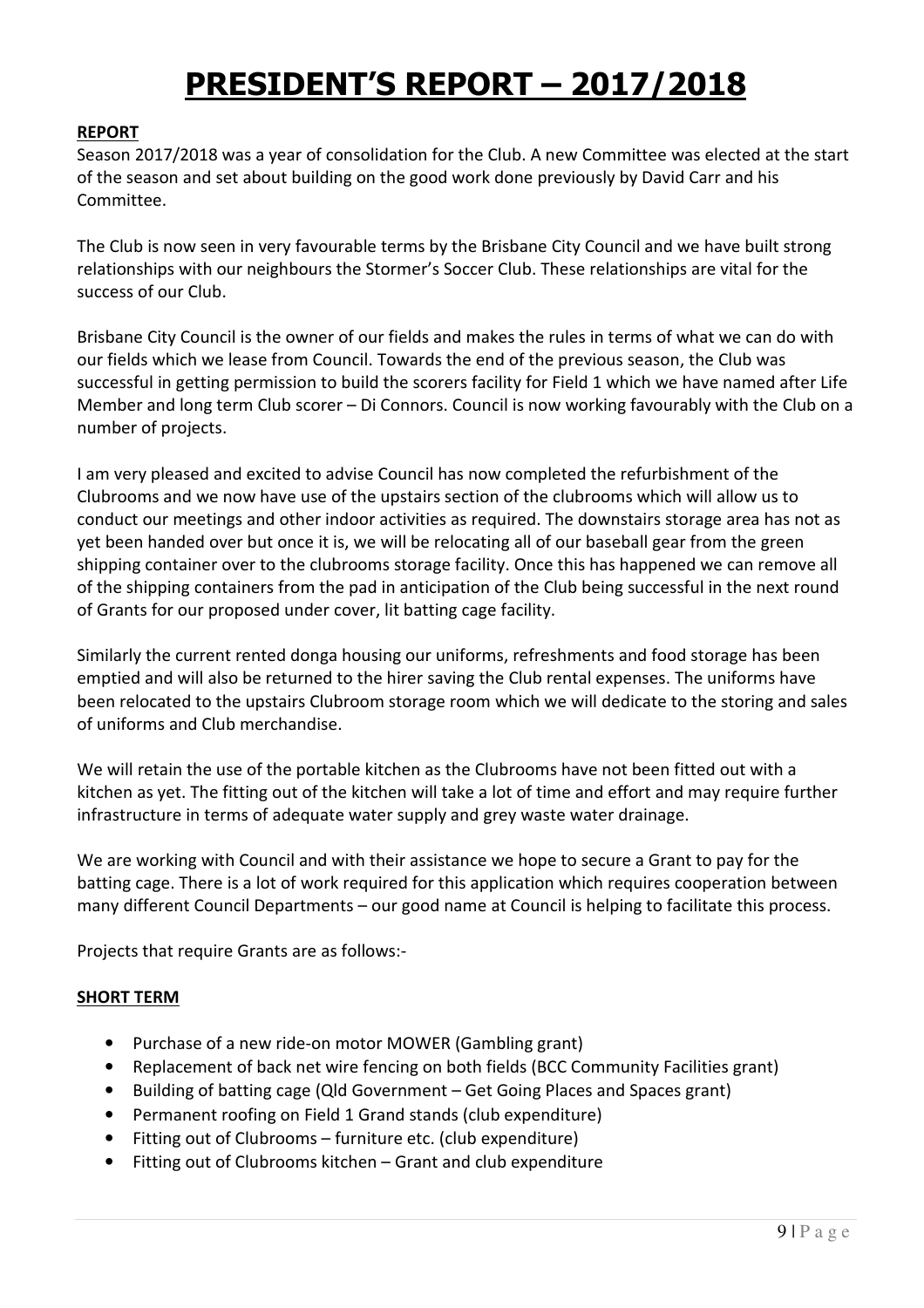# PRESIDENT'S REPORT – 2017/2018

**REPORT**

Season 2017/2018 was a year of consolidation for the Club. A new Committee was elected at the start of the season and set about building on the good work done previously by David Carr and his Committee.

The Club is now seen in very favourable terms by the Brisbane City Council and we have built strong relationships with our neighbours the Stormer's Soccer Club. These relationships are vital for the success of our Club.

Brisbane City Council is the owner of our fields and makes the rules in terms of what we can do with our fields which we lease from Council. Towards the end of the previous season, the Club was successful in getting permission to build the scorers facility for Field 1 which we have named after Life Member and long term Club scorer – Di Connors. Council is now working favourably with the Club on a number of projects.

I am very pleased and excited to advise Council has now completed the refurbishment of the Clubrooms and we now have use of the upstairs section of the clubrooms which will allow us to conduct our meetings and other indoor activities as required. The downstairs storage area has not as yet been handed over but once it is, we will be relocating all of our baseball gear from the green shipping container over to the clubrooms storage facility. Once this has happened we can remove all of the shipping containers from the pad in anticipation of the Club being successful in the next round of Grants for our proposed under cover, lit batting cage facility.

Similarly the current rented donga housing our uniforms, refreshments and food storage has been emptied and will also be returned to the hirer saving the Club rental expenses. The uniforms have been relocated to the upstairs Clubroom storage room which we will dedicate to the storing and sales of uniforms and Club merchandise.

We will retain the use of the portable kitchen as the Clubrooms have not been fitted out with a kitchen as yet. The fitting out of the kitchen will take a lot of time and effort and may require further infrastructure in terms of adequate water supply and grey waste water drainage.

We are working with Council and with their assistance we hope to secure a Grant to pay for the batting cage. There is a lot of work required for this application which requires cooperation between many different Council Departments – our good name at Council is helping to facilitate this process.

Projects that require Grants are as follows:-

**SHORT TERM**

- Purchase of a new ride-on motor MOWER (Gambling grant)
- Replacement of back net wire fencing on both fields (BCC Community Facilities grant)
- Building of batting cage (Qld Government – Get Going Places and Spaces grant)
- Permanent roofing on Field 1 Grand stands (club expenditure)
- Fitting out of Clubrooms – furniture etc. (club expenditure)
- Fitting out of Clubrooms kitchen – Grant and club expenditure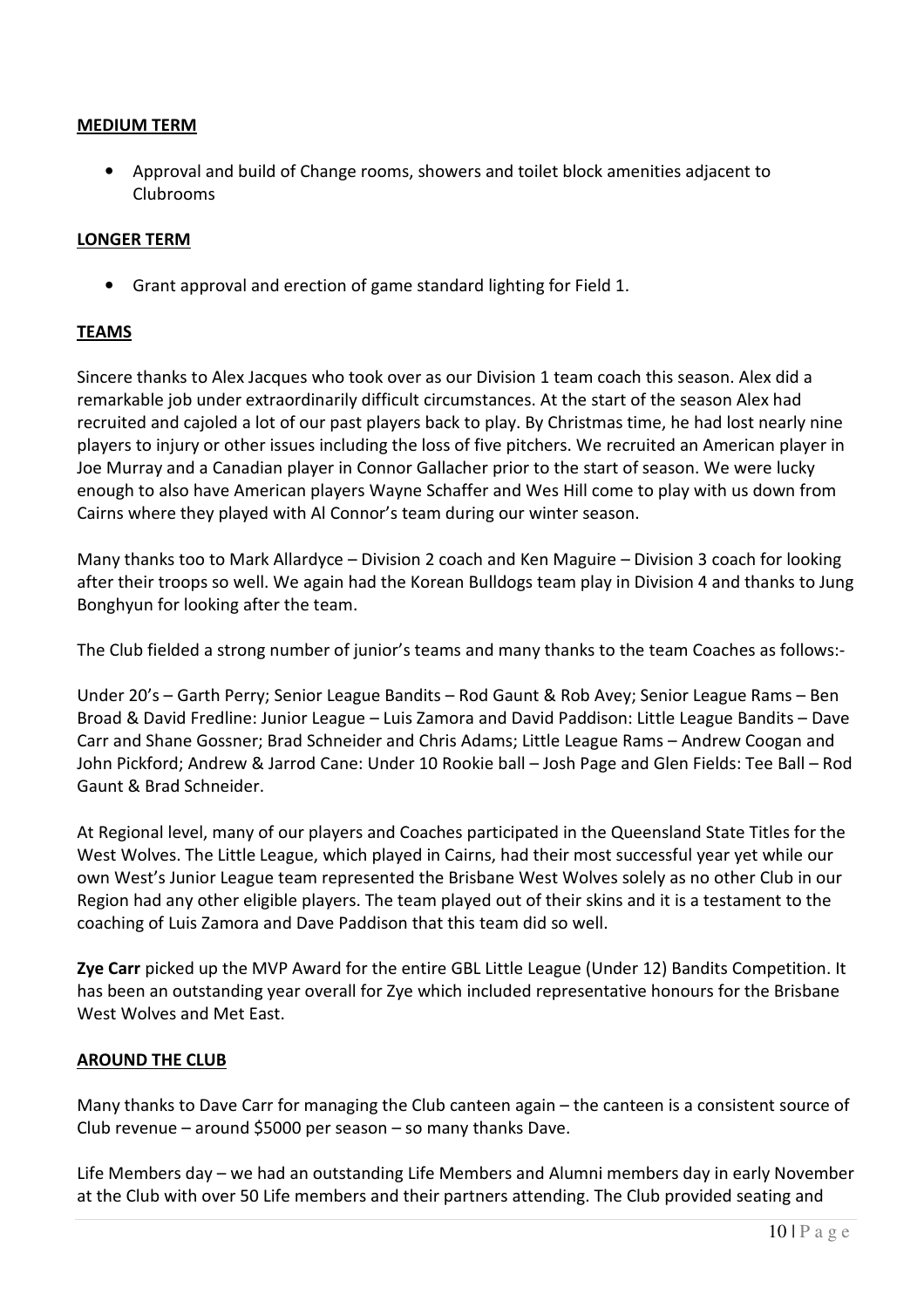**MEDIUM TERM**

- Approval and build of Change rooms, showers and toilet block amenities adjacent to Clubrooms

**LONGER TERM**

- Grant approval and erection of game standard lighting for Field 1.

**TEAMS**

Sincere thanks to Alex Jacques who took over as our Division 1 team coach this season. Alex did a remarkable job under extraordinarily difficult circumstances. At the start of the season Alex had recruited and cajoled a lot of our past players back to play. By Christmas time, he had lost nearly nine players to injury or other issues including the loss of five pitchers. We recruited an American player in Joe Murray and a Canadian player in Connor Gallacher prior to the start of season. We were lucky enough to also have American players Wayne Schaffer and Wes Hill come to play with us down from Cairns where they played with Al Connor's team during our winter season.

Many thanks too to Mark Allardyce – Division 2 coach and Ken Maguire – Division 3 coach for looking after their troops so well. We again had the Korean Bulldogs team play in Division 4 and thanks to Jung Bonghyun for looking after the team.

The Club fielded a strong number of junior's teams and many thanks to the team Coaches as follows:-

Under 20's – Garth Perry; Senior League Bandits – Rod Gaunt & Rob Avey; Senior League Rams – Ben Broad & David Fredline: Junior League – Luis Zamora and David Paddison: Little League Bandits – Dave Carr and Shane Gossner; Brad Schneider and Chris Adams; Little League Rams – Andrew Coogan and John Pickford; Andrew & Jarrod Cane: Under 10 Rookie ball – Josh Page and Glen Fields: Tee Ball – Rod Gaunt & Brad Schneider.

At Regional level, many of our players and Coaches participated in the Queensland State Titles for the West Wolves. The Little League, which played in Cairns, had their most successful year yet while our own West's Junior League team represented the Brisbane West Wolves solely as no other Club in our Region had any other eligible players. The team played out of their skins and it is a testament to the coaching of Luis Zamora and Dave Paddison that this team did so well.

**Zye Carr** picked up the MVP Award for the entire GBL Little League (Under 12) Bandits Competition. It has been an outstanding year overall for Zye which included representative honours for the Brisbane West Wolves and Met East.

**AROUND THE CLUB**

Many thanks to Dave Carr for managing the Club canteen again – the canteen is a consistent source of Club revenue – around $5000 per season – so many thanks Dave.

Life Members day – we had an outstanding Life Members and Alumni members day in early November at the Club with over 50 Life members and their partners attending. The Club provided seating and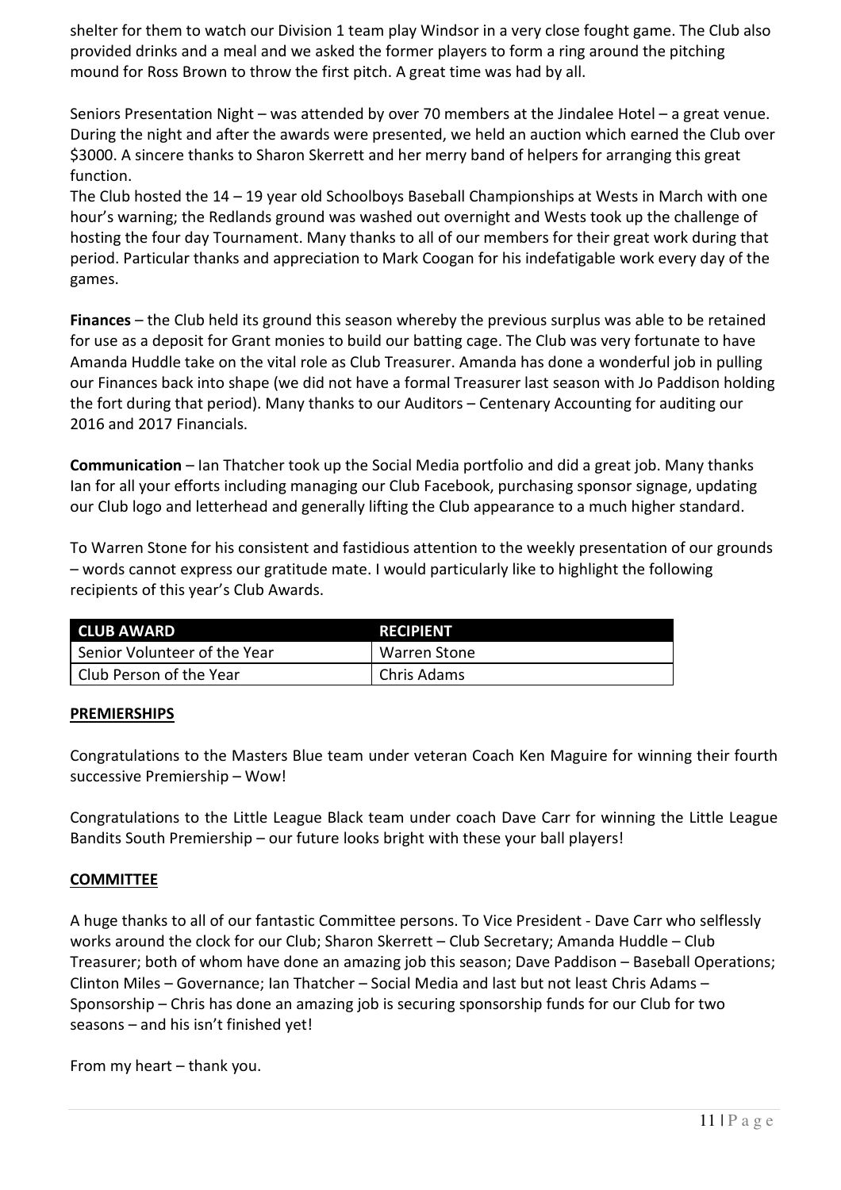shelter for them to watch our Division 1 team play Windsor in a very close fought game. The Club also provided drinks and a meal and we asked the former players to form a ring around the pitching mound for Ross Brown to throw the first pitch. A great time was had by all.

Seniors Presentation Night – was attended by over 70 members at the Jindalee Hotel – a great venue. During the night and after the awards were presented, we held an auction which earned the Club over $3000. A sincere thanks to Sharon Skerrett and her merry band of helpers for arranging this great function.

The Club hosted the 14 – 19 year old Schoolboys Baseball Championships at Wests in March with one hour's warning; the Redlands ground was washed out overnight and Wests took up the challenge of hosting the four day Tournament. Many thanks to all of our members for their great work during that period. Particular thanks and appreciation to Mark Coogan for his indefatigable work every day of the games.

**Finances** – the Club held its ground this season whereby the previous surplus was able to be retained for use as a deposit for Grant monies to build our batting cage. The Club was very fortunate to have Amanda Huddle take on the vital role as Club Treasurer. Amanda has done a wonderful job in pulling our Finances back into shape (we did not have a formal Treasurer last season with Jo Paddison holding the fort during that period). Many thanks to our Auditors – Centenary Accounting for auditing our 2016 and 2017 Financials.

**Communication** – Ian Thatcher took up the Social Media portfolio and did a great job. Many thanks Ian for all your efforts including managing our Club Facebook, purchasing sponsor signage, updating our Club logo and letterhead and generally lifting the Club appearance to a much higher standard.

To Warren Stone for his consistent and fastidious attention to the weekly presentation of our grounds – words cannot express our gratitude mate. I would particularly like to highlight the following recipients of this year's Club Awards.

| CLUB AWARD | RECIPIENT |
|---|---|
| Senior Volunteer of the Year | Warren Stone |
| Club Person of the Year | Chris Adams |

## PREMIERSHIPS

Congratulations to the Masters Blue team under veteran Coach Ken Maguire for winning their fourth successive Premiership – Wow!

Congratulations to the Little League Black team under coach Dave Carr for winning the Little League Bandits South Premiership – our future looks bright with these your ball players!

## COMMITTEE

A huge thanks to all of our fantastic Committee persons. To Vice President - Dave Carr who selflessly works around the clock for our Club; Sharon Skerrett – Club Secretary; Amanda Huddle – Club Treasurer; both of whom have done an amazing job this season; Dave Paddison – Baseball Operations; Clinton Miles – Governance; Ian Thatcher – Social Media and last but not least Chris Adams – Sponsorship – Chris has done an amazing job is securing sponsorship funds for our Club for two seasons – and his isn't finished yet!

From my heart – thank you.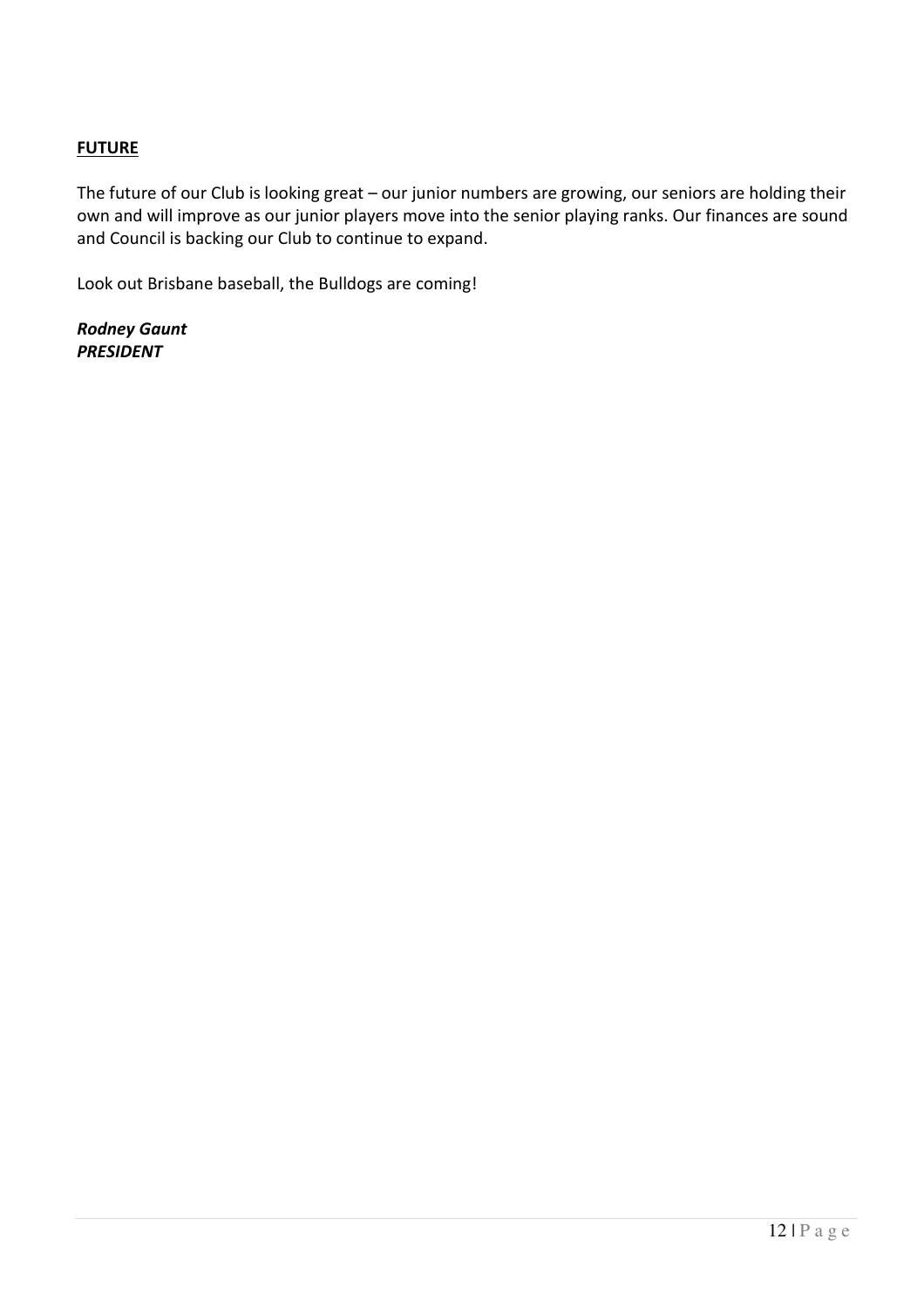**FUTURE**

The future of our Club is looking great – our junior numbers are growing, our seniors are holding their own and will improve as our junior players move into the senior playing ranks. Our finances are sound and Council is backing our Club to continue to expand.

Look out Brisbane baseball, the Bulldogs are coming!

***Rodney Gaunt***
***PRESIDENT***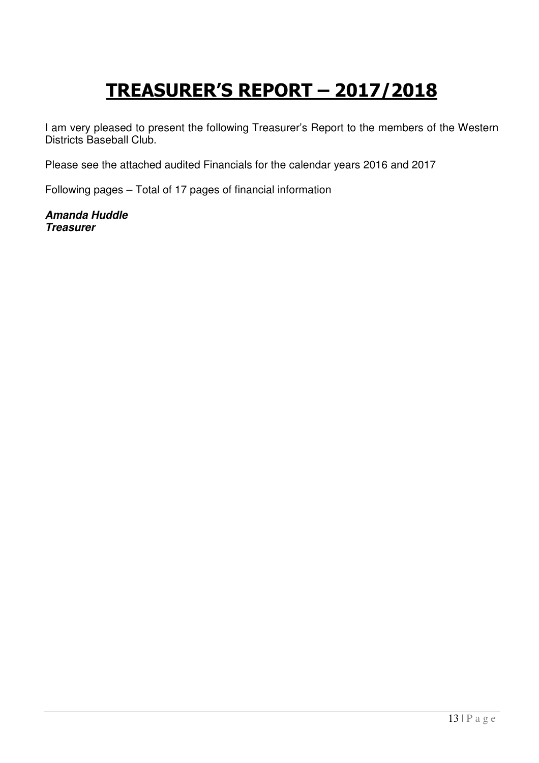# TREASURER'S REPORT – 2017/2018

I am very pleased to present the following Treasurer's Report to the members of the Western Districts Baseball Club.

Please see the attached audited Financials for the calendar years 2016 and 2017

Following pages – Total of 17 pages of financial information

***Amanda Huddle***
***Treasurer***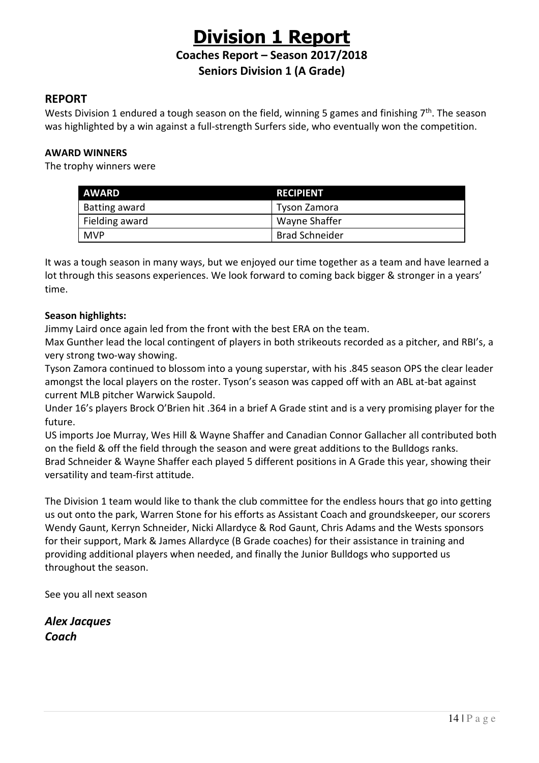# Division 1 Report

**Coaches Report – Season 2017/2018**

**Seniors Division 1 (A Grade)**

## REPORT

Wests Division 1 endured a tough season on the field, winning 5 games and finishing 7th. The season was highlighted by a win against a full-strength Surfers side, who eventually won the competition.

**AWARD WINNERS**

The trophy winners were

| AWARD | RECIPIENT |
| --- | --- |
| Batting award | Tyson Zamora |
| Fielding award | Wayne Shaffer |
| MVP | Brad Schneider |

It was a tough season in many ways, but we enjoyed our time together as a team and have learned a lot through this seasons experiences. We look forward to coming back bigger & stronger in a years' time.

**Season highlights:**

Jimmy Laird once again led from the front with the best ERA on the team.

Max Gunther lead the local contingent of players in both strikeouts recorded as a pitcher, and RBI's, a very strong two-way showing.

Tyson Zamora continued to blossom into a young superstar, with his .845 season OPS the clear leader amongst the local players on the roster. Tyson's season was capped off with an ABL at-bat against current MLB pitcher Warwick Saupold.

Under 16's players Brock O'Brien hit .364 in a brief A Grade stint and is a very promising player for the future.

US imports Joe Murray, Wes Hill & Wayne Shaffer and Canadian Connor Gallacher all contributed both on the field & off the field through the season and were great additions to the Bulldogs ranks.

Brad Schneider & Wayne Shaffer each played 5 different positions in A Grade this year, showing their versatility and team-first attitude.

The Division 1 team would like to thank the club committee for the endless hours that go into getting us out onto the park, Warren Stone for his efforts as Assistant Coach and groundskeeper, our scorers Wendy Gaunt, Kerryn Schneider, Nicki Allardyce & Rod Gaunt, Chris Adams and the Wests sponsors for their support, Mark & James Allardyce (B Grade coaches) for their assistance in training and providing additional players when needed, and finally the Junior Bulldogs who supported us throughout the season.

See you all next season

***Alex Jacques***
***Coach***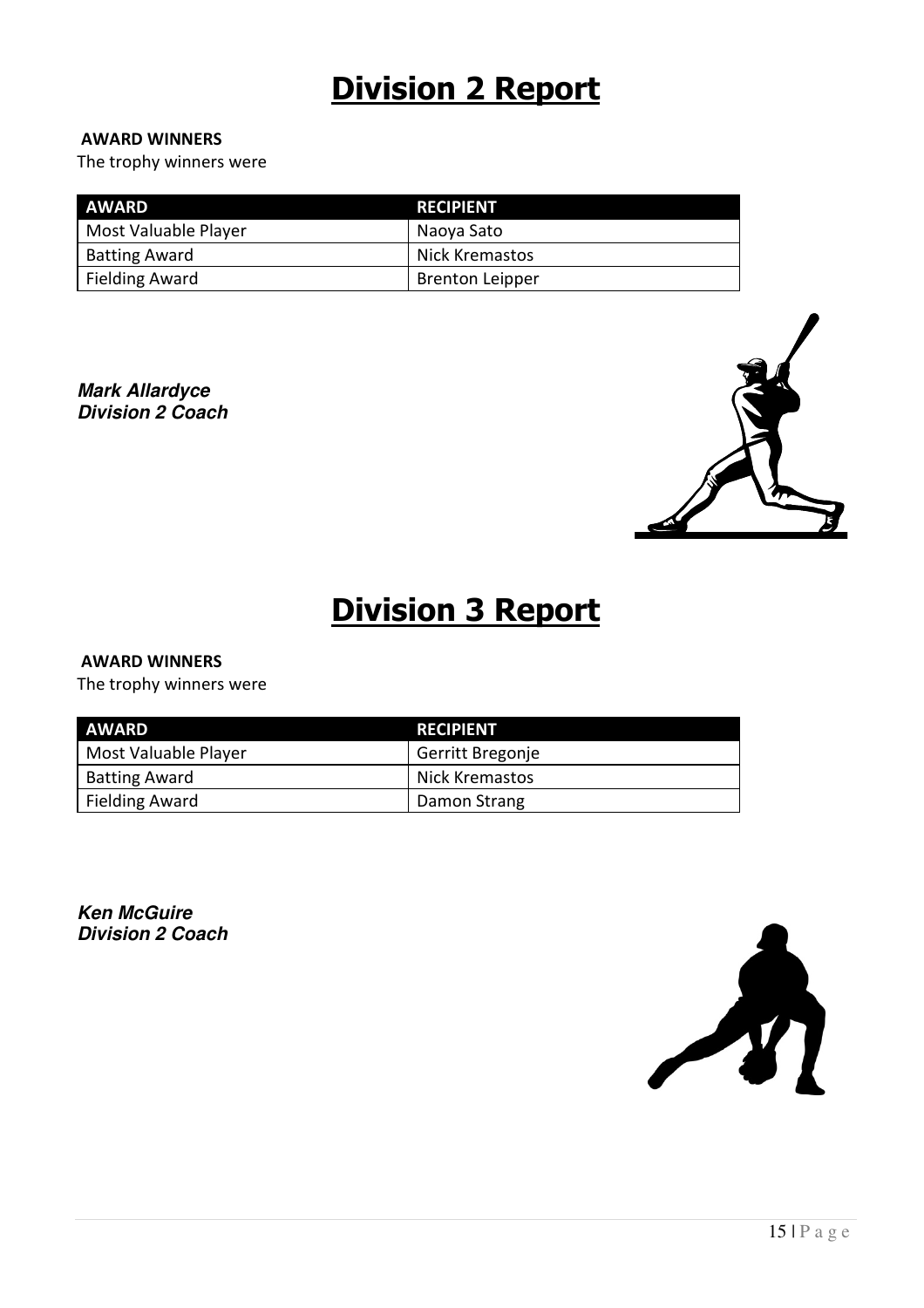# Division 2 Report

**AWARD WINNERS**

The trophy winners were

| AWARD | RECIPIENT |
|---|---|
| Most Valuable Player | Naoya Sato |
| Batting Award | Nick Kremastos |
| Fielding Award | Brenton Leipper |

***Mark Allardyce***
***Division 2 Coach***

# Division 3 Report

**AWARD WINNERS**

The trophy winners were

| AWARD | RECIPIENT |
|---|---|
| Most Valuable Player | Gerritt Bregonje |
| Batting Award | Nick Kremastos |
| Fielding Award | Damon Strang |

***Ken McGuire***
***Division 2 Coach***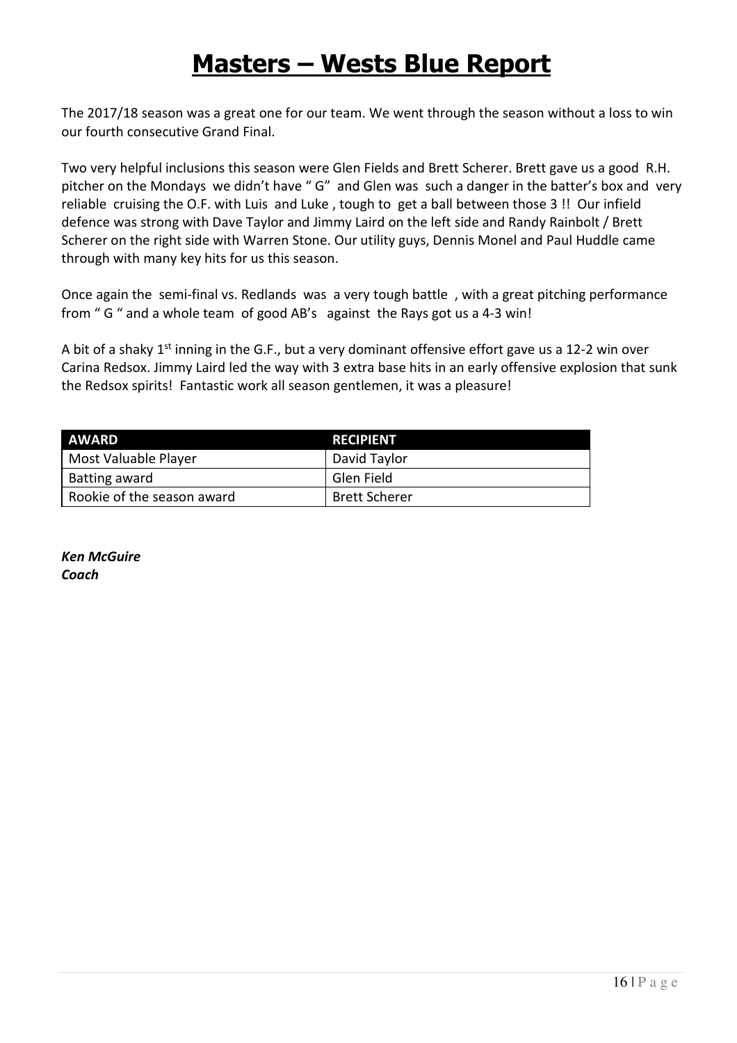# Masters – Wests Blue Report

The 2017/18 season was a great one for our team. We went through the season without a loss to win our fourth consecutive Grand Final.

Two very helpful inclusions this season were Glen Fields and Brett Scherer. Brett gave us a good R.H. pitcher on the Mondays we didn't have " G" and Glen was such a danger in the batter's box and very reliable cruising the O.F. with Luis and Luke , tough to get a ball between those 3 !! Our infield defence was strong with Dave Taylor and Jimmy Laird on the left side and Randy Rainbolt / Brett Scherer on the right side with Warren Stone. Our utility guys, Dennis Monel and Paul Huddle came through with many key hits for us this season.

Once again the semi-final vs. Redlands was a very tough battle , with a great pitching performance from " G " and a whole team of good AB's against the Rays got us a 4-3 win!

A bit of a shaky 1st inning in the G.F., but a very dominant offensive effort gave us a 12-2 win over Carina Redsox. Jimmy Laird led the way with 3 extra base hits in an early offensive explosion that sunk the Redsox spirits! Fantastic work all season gentlemen, it was a pleasure!

| AWARD | RECIPIENT |
| --- | --- |
| Most Valuable Player | David Taylor |
| Batting award | Glen Field |
| Rookie of the season award | Brett Scherer |

***Ken McGuire***
***Coach***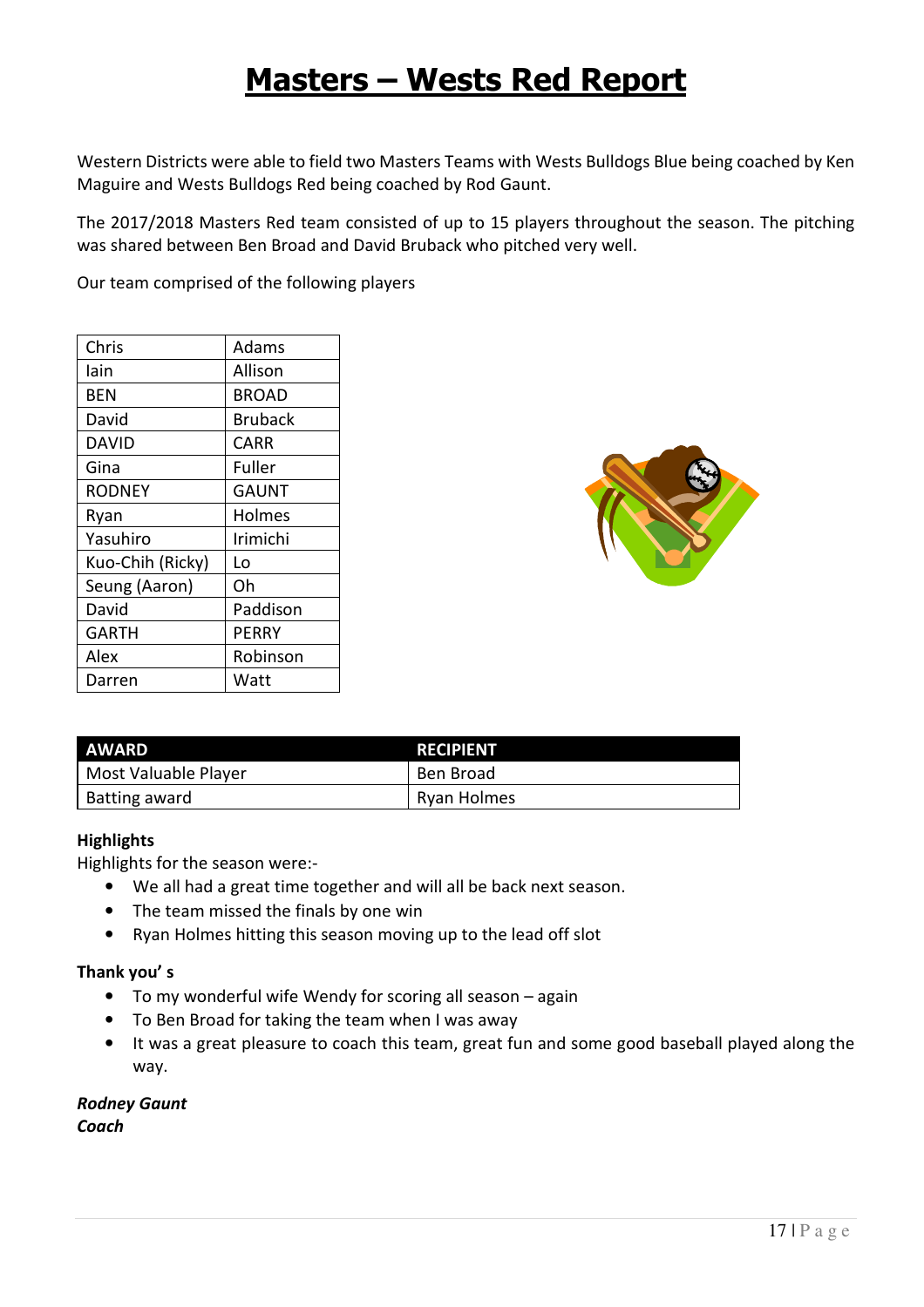# Masters – Wests Red Report

Western Districts were able to field two Masters Teams with Wests Bulldogs Blue being coached by Ken Maguire and Wests Bulldogs Red being coached by Rod Gaunt.

The 2017/2018 Masters Red team consisted of up to 15 players throughout the season. The pitching was shared between Ben Broad and David Bruback who pitched very well.

Our team comprised of the following players

| | |
|---|---|
| Chris | Adams |
| Iain | Allison |
| BEN | BROAD |
| David | Bruback |
| DAVID | CARR |
| Gina | Fuller |
| RODNEY | GAUNT |
| Ryan | Holmes |
| Yasuhiro | Irimichi |
| Kuo-Chih (Ricky) | Lo |
| Seung (Aaron) | Oh |
| David | Paddison |
| GARTH | PERRY |
| Alex | Robinson |
| Darren | Watt |

| AWARD | RECIPIENT |
|---|---|
| Most Valuable Player | Ben Broad |
| Batting award | Ryan Holmes |

**Highlights**

Highlights for the season were:-

- We all had a great time together and will all be back next season.
- The team missed the finals by one win
- Ryan Holmes hitting this season moving up to the lead off slot

**Thank you' s**

- To my wonderful wife Wendy for scoring all season – again
- To Ben Broad for taking the team when I was away
- It was a great pleasure to coach this team, great fun and some good baseball played along the way.

***Rodney Gaunt***
***Coach***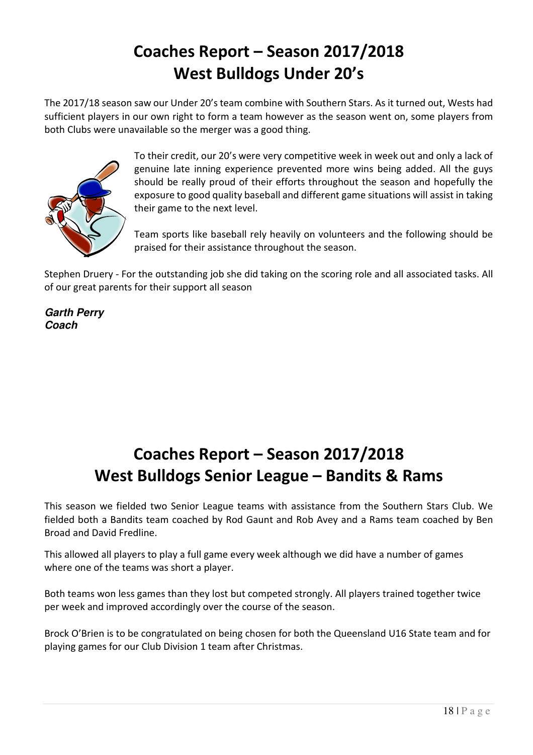# Coaches Report – Season 2017/2018
# West Bulldogs Under 20's

The 2017/18 season saw our Under 20's team combine with Southern Stars. As it turned out, Wests had sufficient players in our own right to form a team however as the season went on, some players from both Clubs were unavailable so the merger was a good thing.

To their credit, our 20's were very competitive week in week out and only a lack of genuine late inning experience prevented more wins being added. All the guys should be really proud of their efforts throughout the season and hopefully the exposure to good quality baseball and different game situations will assist in taking their game to the next level.

Team sports like baseball rely heavily on volunteers and the following should be praised for their assistance throughout the season.

Stephen Druery - For the outstanding job she did taking on the scoring role and all associated tasks. All of our great parents for their support all season

***Garth Perry***
***Coach***

# Coaches Report – Season 2017/2018
# West Bulldogs Senior League – Bandits & Rams

This season we fielded two Senior League teams with assistance from the Southern Stars Club. We fielded both a Bandits team coached by Rod Gaunt and Rob Avey and a Rams team coached by Ben Broad and David Fredline.

This allowed all players to play a full game every week although we did have a number of games where one of the teams was short a player.

Both teams won less games than they lost but competed strongly. All players trained together twice per week and improved accordingly over the course of the season.

Brock O'Brien is to be congratulated on being chosen for both the Queensland U16 State team and for playing games for our Club Division 1 team after Christmas.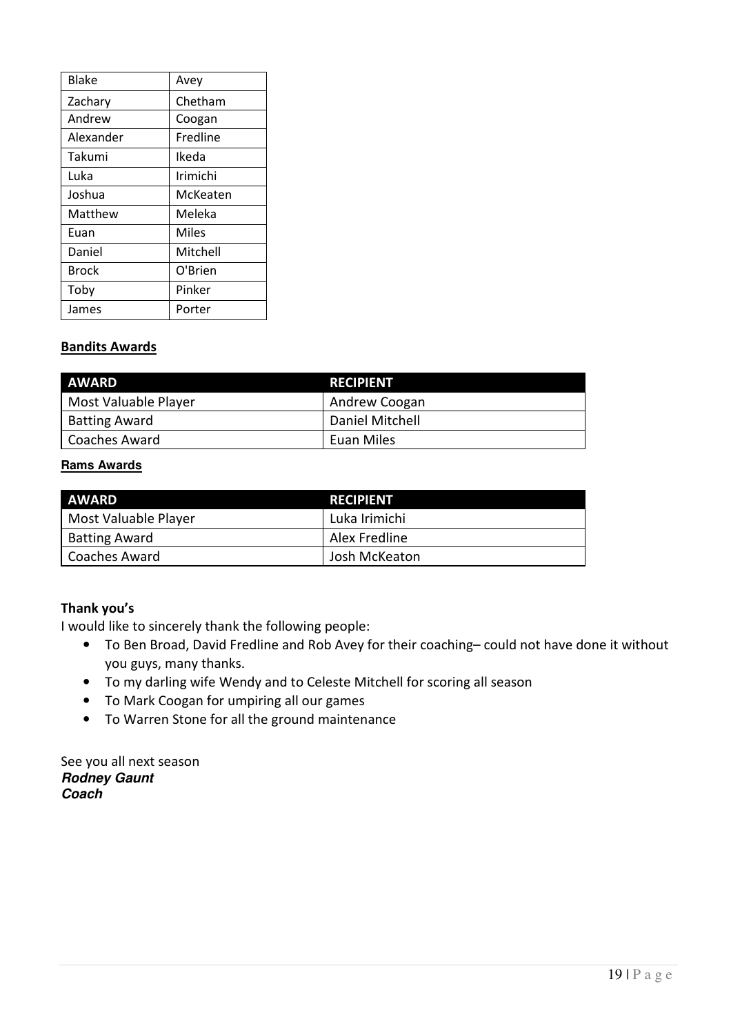| Blake | Avey |
|---|---|
| Zachary | Chetham |
| Andrew | Coogan |
| Alexander | Fredline |
| Takumi | Ikeda |
| Luka | Irimichi |
| Joshua | McKeaten |
| Matthew | Meleka |
| Euan | Miles |
| Daniel | Mitchell |
| Brock | O'Brien |
| Toby | Pinker |
| James | Porter |

**Bandits Awards**

| AWARD | RECIPIENT |
|---|---|
| Most Valuable Player | Andrew Coogan |
| Batting Award | Daniel Mitchell |
| Coaches Award | Euan Miles |

**Rams Awards**

| AWARD | RECIPIENT |
|---|---|
| Most Valuable Player | Luka Irimichi |
| Batting Award | Alex Fredline |
| Coaches Award | Josh McKeaton |

**Thank you's**

I would like to sincerely thank the following people:

- To Ben Broad, David Fredline and Rob Avey for their coaching– could not have done it without you guys, many thanks.
- To my darling wife Wendy and to Celeste Mitchell for scoring all season
- To Mark Coogan for umpiring all our games
- To Warren Stone for all the ground maintenance

See you all next season

***Rodney Gaunt***

***Coach***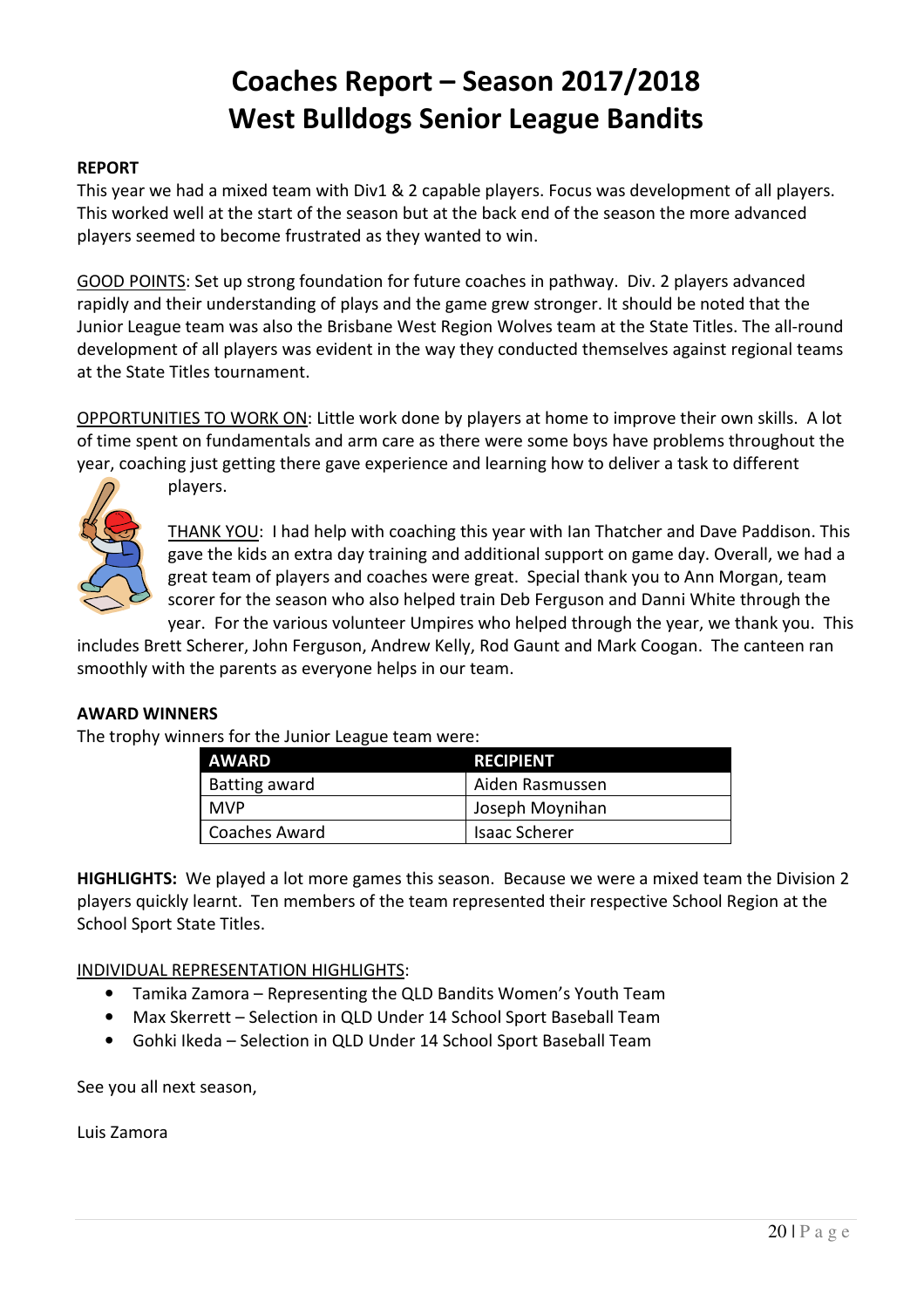# Coaches Report – Season 2017/2018
# West Bulldogs Senior League Bandits

**REPORT**

This year we had a mixed team with Div1 & 2 capable players. Focus was development of all players. This worked well at the start of the season but at the back end of the season the more advanced players seemed to become frustrated as they wanted to win.

GOOD POINTS: Set up strong foundation for future coaches in pathway. Div. 2 players advanced rapidly and their understanding of plays and the game grew stronger. It should be noted that the Junior League team was also the Brisbane West Region Wolves team at the State Titles. The all-round development of all players was evident in the way they conducted themselves against regional teams at the State Titles tournament.

OPPORTUNITIES TO WORK ON: Little work done by players at home to improve their own skills. A lot of time spent on fundamentals and arm care as there were some boys have problems throughout the year, coaching just getting there gave experience and learning how to deliver a task to different players.

THANK YOU: I had help with coaching this year with Ian Thatcher and Dave Paddison. This gave the kids an extra day training and additional support on game day. Overall, we had a great team of players and coaches were great. Special thank you to Ann Morgan, team scorer for the season who also helped train Deb Ferguson and Danni White through the year. For the various volunteer Umpires who helped through the year, we thank you. This includes Brett Scherer, John Ferguson, Andrew Kelly, Rod Gaunt and Mark Coogan. The canteen ran smoothly with the parents as everyone helps in our team.

**AWARD WINNERS**

The trophy winners for the Junior League team were:

| AWARD | RECIPIENT |
|---|---|
| Batting award | Aiden Rasmussen |
| MVP | Joseph Moynihan |
| Coaches Award | Isaac Scherer |

**HIGHLIGHTS:** We played a lot more games this season. Because we were a mixed team the Division 2 players quickly learnt. Ten members of the team represented their respective School Region at the School Sport State Titles.

INDIVIDUAL REPRESENTATION HIGHLIGHTS:

- Tamika Zamora – Representing the QLD Bandits Women's Youth Team
- Max Skerrett – Selection in QLD Under 14 School Sport Baseball Team
- Gohki Ikeda – Selection in QLD Under 14 School Sport Baseball Team

See you all next season,

Luis Zamora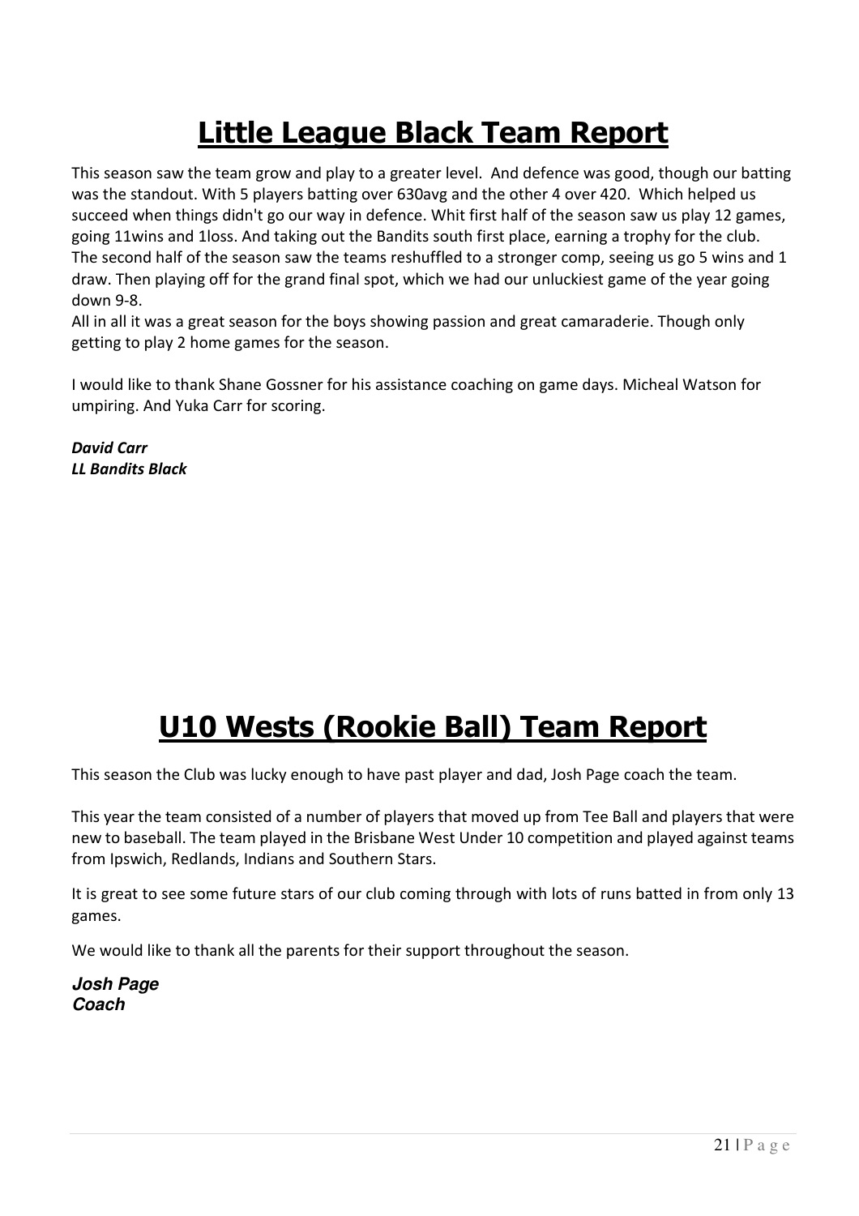# Little League Black Team Report

This season saw the team grow and play to a greater level.  And defence was good, though our batting was the standout. With 5 players batting over 630avg and the other 4 over 420.  Which helped us succeed when things didn't go our way in defence. Whit first half of the season saw us play 12 games, going 11wins and 1loss. And taking out the Bandits south first place, earning a trophy for the club. The second half of the season saw the teams reshuffled to a stronger comp, seeing us go 5 wins and 1 draw. Then playing off for the grand final spot, which we had our unluckiest game of the year going down 9-8.

All in all it was a great season for the boys showing passion and great camaraderie. Though only getting to play 2 home games for the season.

I would like to thank Shane Gossner for his assistance coaching on game days. Micheal Watson for umpiring. And Yuka Carr for scoring.

***David Carr***
***LL Bandits Black***

# U10 Wests (Rookie Ball) Team Report

This season the Club was lucky enough to have past player and dad, Josh Page coach the team.

This year the team consisted of a number of players that moved up from Tee Ball and players that were new to baseball. The team played in the Brisbane West Under 10 competition and played against teams from Ipswich, Redlands, Indians and Southern Stars.

It is great to see some future stars of our club coming through with lots of runs batted in from only 13 games.

We would like to thank all the parents for their support throughout the season.

***Josh Page***
***Coach***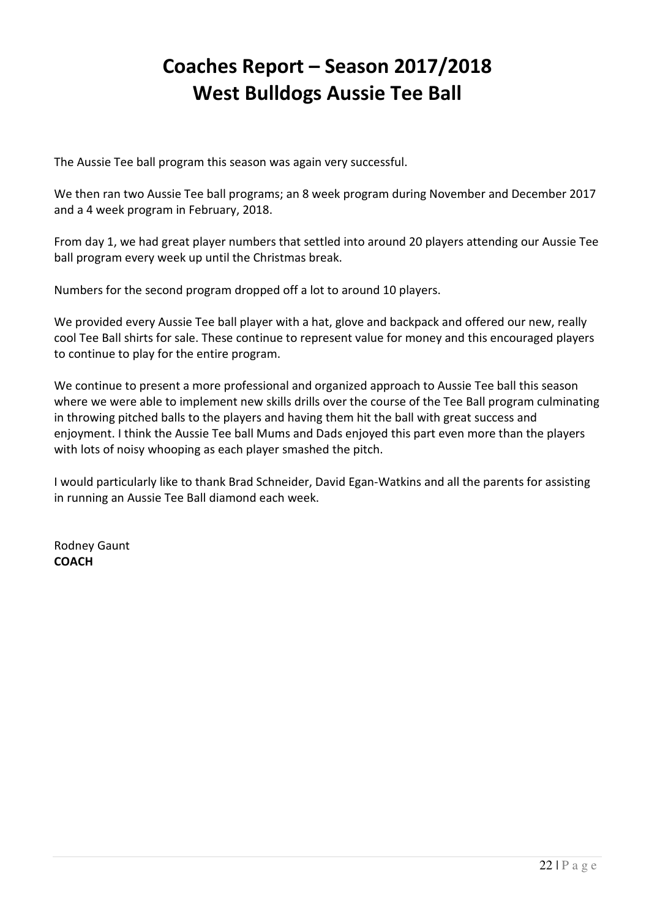# Coaches Report – Season 2017/2018
# West Bulldogs Aussie Tee Ball

The Aussie Tee ball program this season was again very successful.

We then ran two Aussie Tee ball programs; an 8 week program during November and December 2017 and a 4 week program in February, 2018.

From day 1, we had great player numbers that settled into around 20 players attending our Aussie Tee ball program every week up until the Christmas break.

Numbers for the second program dropped off a lot to around 10 players.

We provided every Aussie Tee ball player with a hat, glove and backpack and offered our new, really cool Tee Ball shirts for sale. These continue to represent value for money and this encouraged players to continue to play for the entire program.

We continue to present a more professional and organized approach to Aussie Tee ball this season where we were able to implement new skills drills over the course of the Tee Ball program culminating in throwing pitched balls to the players and having them hit the ball with great success and enjoyment. I think the Aussie Tee ball Mums and Dads enjoyed this part even more than the players with lots of noisy whooping as each player smashed the pitch.

I would particularly like to thank Brad Schneider, David Egan-Watkins and all the parents for assisting in running an Aussie Tee Ball diamond each week.

Rodney Gaunt
**COACH**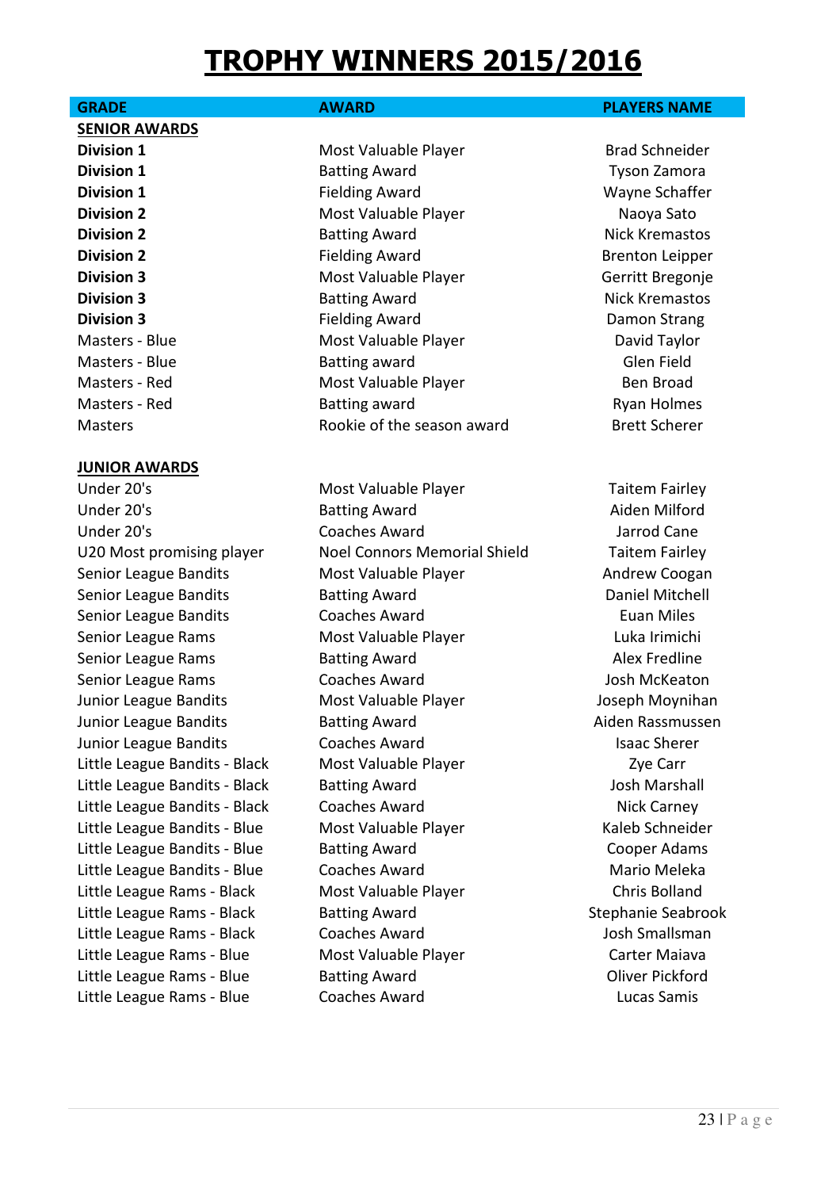# TROPHY WINNERS 2015/2016

| GRADE | AWARD | PLAYERS NAME |
|---|---|---|
| **SENIOR AWARDS** | | |
| **Division 1** | Most Valuable Player | Brad Schneider |
| **Division 1** | Batting Award | Tyson Zamora |
| **Division 1** | Fielding Award | Wayne Schaffer |
| **Division 2** | Most Valuable Player | Naoya Sato |
| **Division 2** | Batting Award | Nick Kremastos |
| **Division 2** | Fielding Award | Brenton Leipper |
| **Division 3** | Most Valuable Player | Gerritt Bregonje |
| **Division 3** | Batting Award | Nick Kremastos |
| **Division 3** | Fielding Award | Damon Strang |
| Masters - Blue | Most Valuable Player | David Taylor |
| Masters - Blue | Batting award | Glen Field |
| Masters - Red | Most Valuable Player | Ben Broad |
| Masters - Red | Batting award | Ryan Holmes |
| Masters | Rookie of the season award | Brett Scherer |
| | | |
| **JUNIOR AWARDS** | | |
| Under 20's | Most Valuable Player | Taitem Fairley |
| Under 20's | Batting Award | Aiden Milford |
| Under 20's | Coaches Award | Jarrod Cane |
| U20 Most promising player | Noel Connors Memorial Shield | Taitem Fairley |
| Senior League Bandits | Most Valuable Player | Andrew Coogan |
| Senior League Bandits | Batting Award | Daniel Mitchell |
| Senior League Bandits | Coaches Award | Euan Miles |
| Senior League Rams | Most Valuable Player | Luka Irimichi |
| Senior League Rams | Batting Award | Alex Fredline |
| Senior League Rams | Coaches Award | Josh McKeaton |
| Junior League Bandits | Most Valuable Player | Joseph Moynihan |
| Junior League Bandits | Batting Award | Aiden Rassmussen |
| Junior League Bandits | Coaches Award | Isaac Sherer |
| Little League Bandits - Black | Most Valuable Player | Zye Carr |
| Little League Bandits - Black | Batting Award | Josh Marshall |
| Little League Bandits - Black | Coaches Award | Nick Carney |
| Little League Bandits - Blue | Most Valuable Player | Kaleb Schneider |
| Little League Bandits - Blue | Batting Award | Cooper Adams |
| Little League Bandits - Blue | Coaches Award | Mario Meleka |
| Little League Rams - Black | Most Valuable Player | Chris Bolland |
| Little League Rams - Black | Batting Award | Stephanie Seabrook |
| Little League Rams - Black | Coaches Award | Josh Smallsman |
| Little League Rams - Blue | Most Valuable Player | Carter Maiava |
| Little League Rams - Blue | Batting Award | Oliver Pickford |
| Little League Rams - Blue | Coaches Award | Lucas Samis |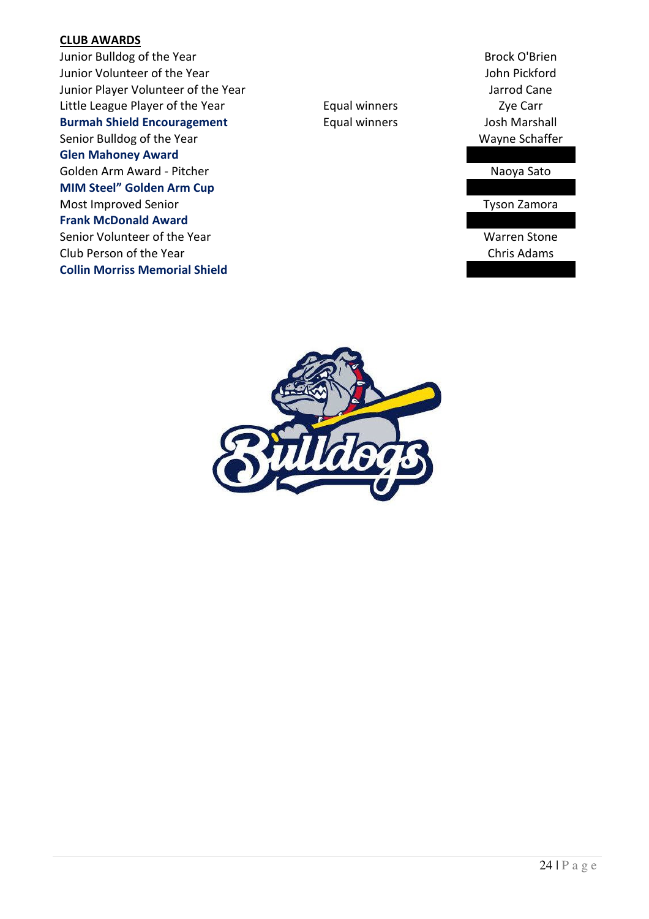**CLUB AWARDS**

| | | |
|---|---|---|
| Junior Bulldog of the Year | | Brock O'Brien |
| Junior Volunteer of the Year | | John Pickford |
| Junior Player Volunteer of the Year | | Jarrod Cane |
| Little League Player of the Year | Equal winners | Zye Carr |
| **Burmah Shield Encouragement** | Equal winners | Josh Marshall |
| Senior Bulldog of the Year | | Wayne Schaffer |
| **Glen Mahoney Award** | | |
| Golden Arm Award - Pitcher | | Naoya Sato |
| **MIM Steel" Golden Arm Cup** | | |
| Most Improved Senior | | Tyson Zamora |
| **Frank McDonald Award** | | |
| Senior Volunteer of the Year | | Warren Stone |
| Club Person of the Year | | Chris Adams |
| **Collin Morriss Memorial Shield** | | |